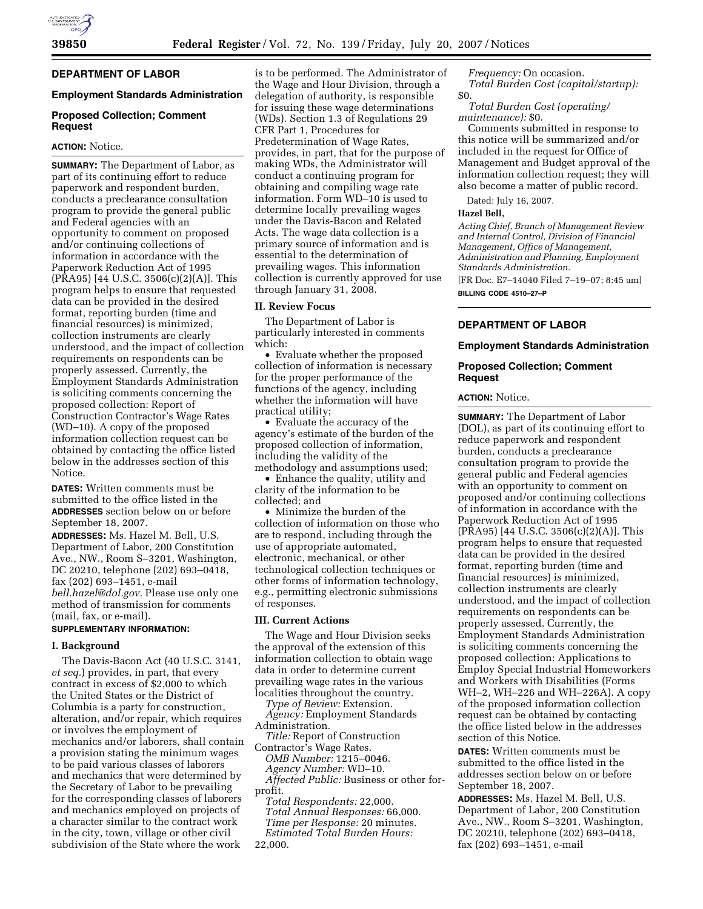## DEPARTMENT OF LABOR

### Employment Standards Administration

### Proposed Collection; Comment Request

**ACTION:** Notice.

**SUMMARY:** The Department of Labor, as part of its continuing effort to reduce paperwork and respondent burden, conducts a preclearance consultation program to provide the general public and Federal agencies with an opportunity to comment on proposed and/or continuing collections of information in accordance with the Paperwork Reduction Act of 1995 (PRA95) [44 U.S.C. 3506(c)(2)(A)]. This program helps to ensure that requested data can be provided in the desired format, reporting burden (time and financial resources) is minimized, collection instruments are clearly understood, and the impact of collection requirements on respondents can be properly assessed. Currently, the Employment Standards Administration is soliciting comments concerning the proposed collection: Report of Construction Contractor's Wage Rates (WD–10). A copy of the proposed information collection request can be obtained by contacting the office listed below in the addresses section of this Notice.

**DATES:** Written comments must be submitted to the office listed in the **ADDRESSES** section below on or before September 18, 2007.

**ADDRESSES:** Ms. Hazel M. Bell, U.S. Department of Labor, 200 Constitution Ave., NW., Room S–3201, Washington, DC 20210, telephone (202) 693–0418, fax (202) 693–1451, e-mail *bell.hazel@dol.gov*. Please use only one method of transmission for comments (mail, fax, or e-mail).

**SUPPLEMENTARY INFORMATION:**

**I. Background**

The Davis-Bacon Act (40 U.S.C. 3141, *et seq.*) provides, in part, that every contract in excess of $2,000 to which the United States or the District of Columbia is a party for construction, alteration, and/or repair, which requires or involves the employment of mechanics and/or laborers, shall contain a provision stating the minimum wages to be paid various classes of laborers and mechanics that were determined by the Secretary of Labor to be prevailing for the corresponding classes of laborers and mechanics employed on projects of a character similar to the contract work in the city, town, village or other civil subdivision of the State where the work is to be performed. The Administrator of the Wage and Hour Division, through a delegation of authority, is responsible for issuing these wage determinations (WDs). Section 1.3 of Regulations 29 CFR Part 1, Procedures for Predetermination of Wage Rates, provides, in part, that for the purpose of making WDs, the Administrator will conduct a continuing program for obtaining and compiling wage rate information. Form WD–10 is used to determine locally prevailing wages under the Davis-Bacon and Related Acts. The wage data collection is a primary source of information and is essential to the determination of prevailing wages. This information collection is currently approved for use through January 31, 2008.

**II. Review Focus**

The Department of Labor is particularly interested in comments which:

- Evaluate whether the proposed collection of information is necessary for the proper performance of the functions of the agency, including whether the information will have practical utility;
- Evaluate the accuracy of the agency's estimate of the burden of the proposed collection of information, including the validity of the methodology and assumptions used;
- Enhance the quality, utility and clarity of the information to be collected; and
- Minimize the burden of the collection of information on those who are to respond, including through the use of appropriate automated, electronic, mechanical, or other technological collection techniques or other forms of information technology, e.g., permitting electronic submissions of responses.

**III. Current Actions**

The Wage and Hour Division seeks the approval of the extension of this information collection to obtain wage data in order to determine current prevailing wage rates in the various localities throughout the country.

*Type of Review:* Extension.
*Agency:* Employment Standards Administration.
*Title:* Report of Construction Contractor's Wage Rates.
*OMB Number:* 1215–0046.
*Agency Number:* WD–10.
*Affected Public:* Business or other for-profit.
*Total Respondents:* 22,000.
*Total Annual Responses:* 66,000.
*Time per Response:* 20 minutes.
*Estimated Total Burden Hours:* 22,000.
*Frequency:* On occasion.
*Total Burden Cost (capital/startup):* $0.
*Total Burden Cost (operating/maintenance):* $0.

Comments submitted in response to this notice will be summarized and/or included in the request for Office of Management and Budget approval of the information collection request; they will also become a matter of public record.

Dated: July 16, 2007.

**Hazel Bell,**

*Acting Chief, Branch of Management Review and Internal Control, Division of Financial Management, Office of Management, Administration and Planning, Employment Standards Administration.*

[FR Doc. E7–14040 Filed 7–19–07; 8:45 am]

**BILLING CODE 4510–27–P**

---

## DEPARTMENT OF LABOR

### Employment Standards Administration

### Proposed Collection; Comment Request

**ACTION:** Notice.

**SUMMARY:** The Department of Labor (DOL), as part of its continuing effort to reduce paperwork and respondent burden, conducts a preclearance consultation program to provide the general public and Federal agencies with an opportunity to comment on proposed and/or continuing collections of information in accordance with the Paperwork Reduction Act of 1995 (PRA95) [44 U.S.C. 3506(c)(2)(A)]. This program helps to ensure that requested data can be provided in the desired format, reporting burden (time and financial resources) is minimized, collection instruments are clearly understood, and the impact of collection requirements on respondents can be properly assessed. Currently, the Employment Standards Administration is soliciting comments concerning the proposed collection: Applications to Employ Special Industrial Homeworkers and Workers with Disabilities (Forms WH–2, WH–226 and WH–226A). A copy of the proposed information collection request can be obtained by contacting the office listed below in the addresses section of this Notice.

**DATES:** Written comments must be submitted to the office listed in the addresses section below on or before September 18, 2007.

**ADDRESSES:** Ms. Hazel M. Bell, U.S. Department of Labor, 200 Constitution Ave., NW., Room S–3201, Washington, DC 20210, telephone (202) 693–0418, fax (202) 693–1451, e-mail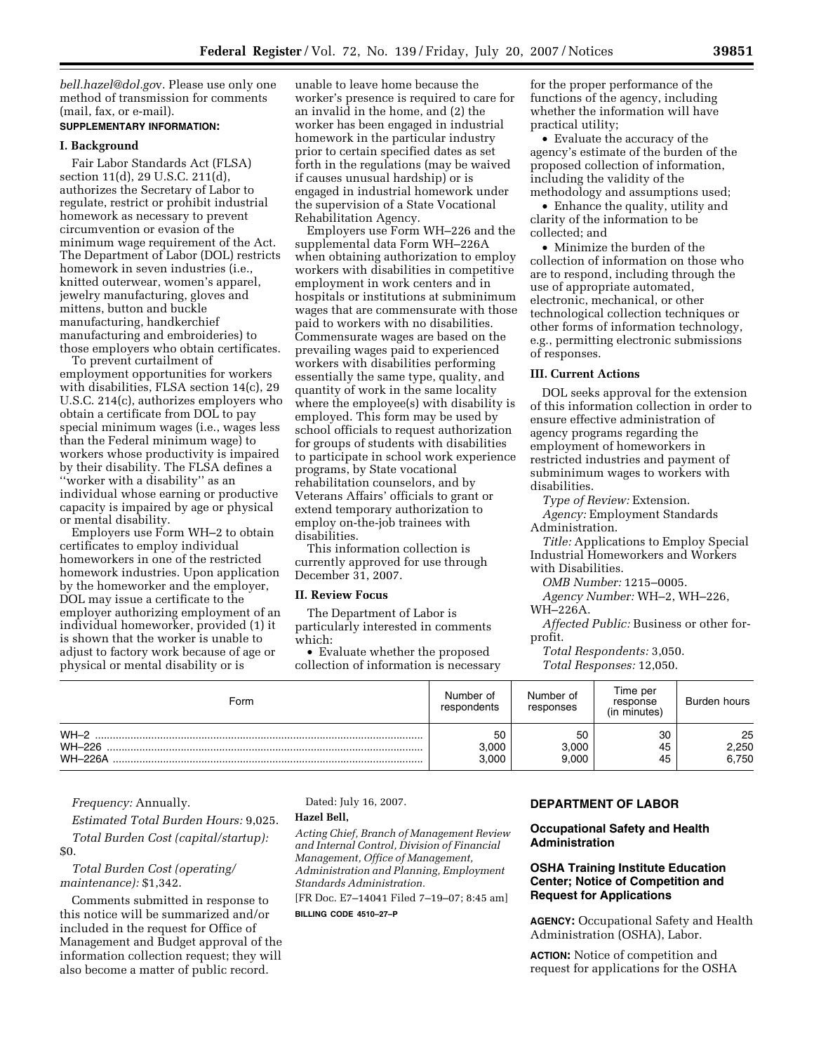bell.hazel@dol.gov. Please use only one method of transmission for comments (mail, fax, or e-mail).

**SUPPLEMENTARY INFORMATION:**

## I. Background

Fair Labor Standards Act (FLSA) section 11(d), 29 U.S.C. 211(d), authorizes the Secretary of Labor to regulate, restrict or prohibit industrial homework as necessary to prevent circumvention or evasion of the minimum wage requirement of the Act. The Department of Labor (DOL) restricts homework in seven industries (i.e., knitted outerwear, women's apparel, jewelry manufacturing, gloves and mittens, button and buckle manufacturing, handkerchief manufacturing and embroideries) to those employers who obtain certificates.

To prevent curtailment of employment opportunities for workers with disabilities, FLSA section 14(c), 29 U.S.C. 214(c), authorizes employers who obtain a certificate from DOL to pay special minimum wages (i.e., wages less than the Federal minimum wage) to workers whose productivity is impaired by their disability. The FLSA defines a ''worker with a disability'' as an individual whose earning or productive capacity is impaired by age or physical or mental disability.

Employers use Form WH–2 to obtain certificates to employ individual homeworkers in one of the restricted homework industries. Upon application by the homeworker and the employer, DOL may issue a certificate to the employer authorizing employment of an individual homeworker, provided (1) it is shown that the worker is unable to adjust to factory work because of age or physical or mental disability or is unable to leave home because the worker's presence is required to care for an invalid in the home, and (2) the worker has been engaged in industrial homework in the particular industry prior to certain specified dates as set forth in the regulations (may be waived if causes unusual hardship) or is engaged in industrial homework under the supervision of a State Vocational Rehabilitation Agency.

Employers use Form WH–226 and the supplemental data Form WH–226A when obtaining authorization to employ workers with disabilities in competitive employment in work centers and in hospitals or institutions at subminimum wages that are commensurate with those paid to workers with no disabilities. Commensurate wages are based on the prevailing wages paid to experienced workers with disabilities performing essentially the same type, quality, and quantity of work in the same locality where the employee(s) with disability is employed. This form may be used by school officials to request authorization for groups of students with disabilities to participate in school work experience programs, by State vocational rehabilitation counselors, and by Veterans Affairs' officials to grant or extend temporary authorization to employ on-the-job trainees with disabilities.

This information collection is currently approved for use through December 31, 2007.

## II. Review Focus

The Department of Labor is particularly interested in comments which:

- Evaluate whether the proposed collection of information is necessary for the proper performance of the functions of the agency, including whether the information will have practical utility;
- Evaluate the accuracy of the agency's estimate of the burden of the proposed collection of information, including the validity of the methodology and assumptions used;
- Enhance the quality, utility and clarity of the information to be collected; and
- Minimize the burden of the collection of information on those who are to respond, including through the use of appropriate automated, electronic, mechanical, or other technological collection techniques or other forms of information technology, e.g., permitting electronic submissions of responses.

## III. Current Actions

DOL seeks approval for the extension of this information collection in order to ensure effective administration of agency programs regarding the employment of homeworkers in restricted industries and payment of subminimum wages to workers with disabilities.

*Type of Review:* Extension.

*Agency:* Employment Standards Administration.

*Title:* Applications to Employ Special Industrial Homeworkers and Workers with Disabilities.

*OMB Number:* 1215–0005.

*Agency Number:* WH–2, WH–226, WH–226A.

*Affected Public:* Business or other for-profit.

*Total Respondents:* 3,050.

*Total Responses:* 12,050.

| Form | Number of respondents | Number of responses | Time per response (in minutes) | Burden hours |
|---|---|---|---|---|
| WH–2 | 50 | 50 | 30 | 25 |
| WH–226 | 3,000 | 3,000 | 45 | 2,250 |
| WH–226A | 3,000 | 9,000 | 45 | 6,750 |

*Frequency:* Annually.

*Estimated Total Burden Hours:* 9,025.

*Total Burden Cost (capital/startup):* $0.

*Total Burden Cost (operating/maintenance):* $1,342.

Comments submitted in response to this notice will be summarized and/or included in the request for Office of Management and Budget approval of the information collection request; they will also become a matter of public record.

Dated: July 16, 2007.

**Hazel Bell,**

*Acting Chief, Branch of Management Review and Internal Control, Division of Financial Management, Office of Management, Administration and Planning, Employment Standards Administration.*

[FR Doc. E7–14041 Filed 7–19–07; 8:45 am]

**BILLING CODE 4510–27–P**

## DEPARTMENT OF LABOR

### Occupational Safety and Health Administration

### OSHA Training Institute Education Center; Notice of Competition and Request for Applications

**AGENCY:** Occupational Safety and Health Administration (OSHA), Labor.

**ACTION:** Notice of competition and request for applications for the OSHA